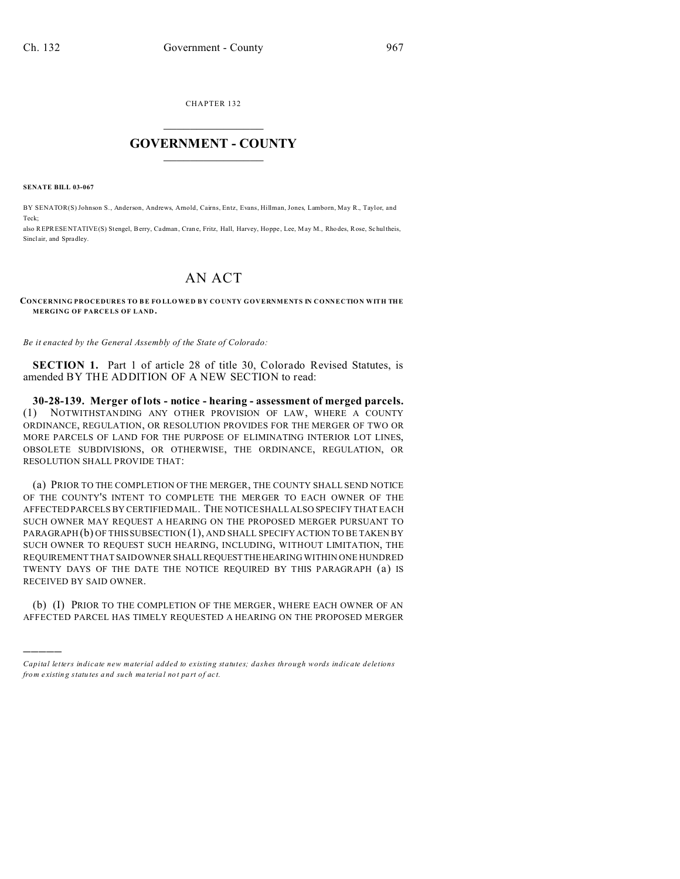CHAPTER 132

# GOVERNMENT - COUNTY

**SENATE BILL 03-067**

BY SENATOR(S) Johnson S., Anderson, Andrews, Arnold, Cairns, Entz, Evans, Hillman, Jones, Lamborn, May R., Taylor, and Teck;

also REPRESENTATIVE(S) Stengel, Berry, Cadman, Crane, Fritz, Hall, Harvey, Hoppe, Lee, May M., Rhodes, Rose, Schultheis, Sinclair, and Spradley.

# AN ACT

**CONCERNING PROCEDURES TO BE FOLLOWED BY COUNTY GOVERNMENTS IN CONNECTION WITH THE MERGING OF PARCELS OF LAND.**

*Be it enacted by the General Assembly of the State of Colorado:*

**SECTION 1.** Part 1 of article 28 of title 30, Colorado Revised Statutes, is amended BY THE ADDITION OF A NEW SECTION to read:

**30-28-139. Merger of lots - notice - hearing - assessment of merged parcels.** (1) NOTWITHSTANDING ANY OTHER PROVISION OF LAW, WHERE A COUNTY ORDINANCE, REGULATION, OR RESOLUTION PROVIDES FOR THE MERGER OF TWO OR MORE PARCELS OF LAND FOR THE PURPOSE OF ELIMINATING INTERIOR LOT LINES, OBSOLETE SUBDIVISIONS, OR OTHERWISE, THE ORDINANCE, REGULATION, OR RESOLUTION SHALL PROVIDE THAT:

(a) PRIOR TO THE COMPLETION OF THE MERGER, THE COUNTY SHALL SEND NOTICE OF THE COUNTY'S INTENT TO COMPLETE THE MERGER TO EACH OWNER OF THE AFFECTED PARCELS BY CERTIFIED MAIL. THE NOTICE SHALL ALSO SPECIFY THAT EACH SUCH OWNER MAY REQUEST A HEARING ON THE PROPOSED MERGER PURSUANT TO PARAGRAPH (b) OF THIS SUBSECTION (1), AND SHALL SPECIFY ACTION TO BE TAKEN BY SUCH OWNER TO REQUEST SUCH HEARING, INCLUDING, WITHOUT LIMITATION, THE REQUIREMENT THAT SAID OWNER SHALL REQUEST THE HEARING WITHIN ONE HUNDRED TWENTY DAYS OF THE DATE THE NOTICE REQUIRED BY THIS PARAGRAPH (a) IS RECEIVED BY SAID OWNER.

(b) (I) PRIOR TO THE COMPLETION OF THE MERGER, WHERE EACH OWNER OF AN AFFECTED PARCEL HAS TIMELY REQUESTED A HEARING ON THE PROPOSED MERGER

---

*Capital letters indicate new material added to existing statutes; dashes through words indicate deletions from existing statutes and such material not part of act.*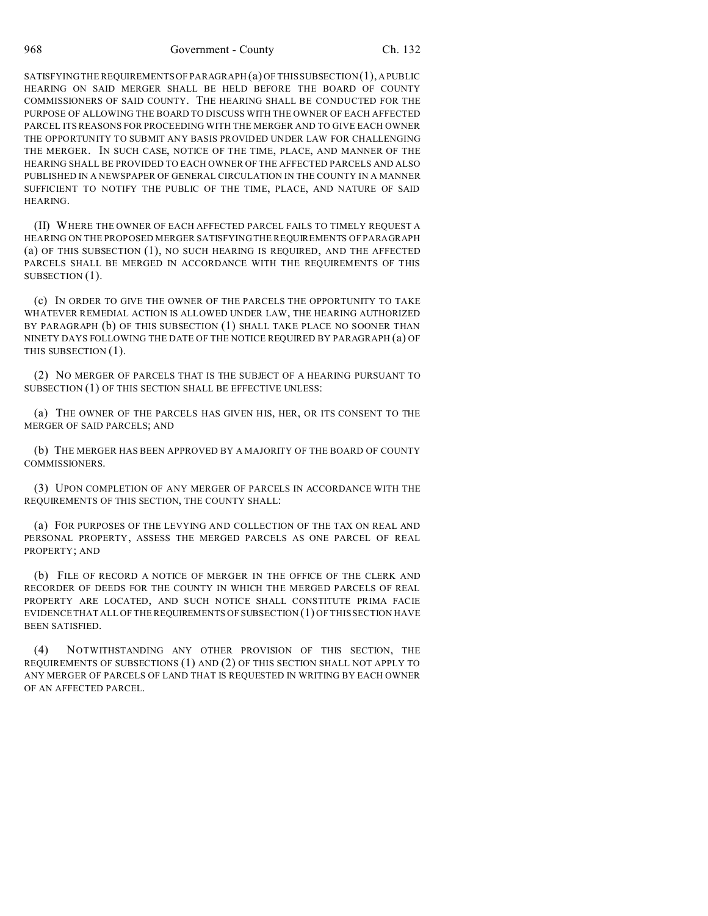SATISFYING THE REQUIREMENTS OF PARAGRAPH (a) OF THIS SUBSECTION (1), A PUBLIC HEARING ON SAID MERGER SHALL BE HELD BEFORE THE BOARD OF COUNTY COMMISSIONERS OF SAID COUNTY. THE HEARING SHALL BE CONDUCTED FOR THE PURPOSE OF ALLOWING THE BOARD TO DISCUSS WITH THE OWNER OF EACH AFFECTED PARCEL ITS REASONS FOR PROCEEDING WITH THE MERGER AND TO GIVE EACH OWNER THE OPPORTUNITY TO SUBMIT ANY BASIS PROVIDED UNDER LAW FOR CHALLENGING THE MERGER. IN SUCH CASE, NOTICE OF THE TIME, PLACE, AND MANNER OF THE HEARING SHALL BE PROVIDED TO EACH OWNER OF THE AFFECTED PARCELS AND ALSO PUBLISHED IN A NEWSPAPER OF GENERAL CIRCULATION IN THE COUNTY IN A MANNER SUFFICIENT TO NOTIFY THE PUBLIC OF THE TIME, PLACE, AND NATURE OF SAID HEARING.

(II) WHERE THE OWNER OF EACH AFFECTED PARCEL FAILS TO TIMELY REQUEST A HEARING ON THE PROPOSED MERGER SATISFYING THE REQUIREMENTS OF PARAGRAPH (a) OF THIS SUBSECTION (1), NO SUCH HEARING IS REQUIRED, AND THE AFFECTED PARCELS SHALL BE MERGED IN ACCORDANCE WITH THE REQUIREMENTS OF THIS SUBSECTION (1).

(c) IN ORDER TO GIVE THE OWNER OF THE PARCELS THE OPPORTUNITY TO TAKE WHATEVER REMEDIAL ACTION IS ALLOWED UNDER LAW, THE HEARING AUTHORIZED BY PARAGRAPH (b) OF THIS SUBSECTION (1) SHALL TAKE PLACE NO SOONER THAN NINETY DAYS FOLLOWING THE DATE OF THE NOTICE REQUIRED BY PARAGRAPH (a) OF THIS SUBSECTION (1).

(2) NO MERGER OF PARCELS THAT IS THE SUBJECT OF A HEARING PURSUANT TO SUBSECTION (1) OF THIS SECTION SHALL BE EFFECTIVE UNLESS:

(a) THE OWNER OF THE PARCELS HAS GIVEN HIS, HER, OR ITS CONSENT TO THE MERGER OF SAID PARCELS; AND

(b) THE MERGER HAS BEEN APPROVED BY A MAJORITY OF THE BOARD OF COUNTY COMMISSIONERS.

(3) UPON COMPLETION OF ANY MERGER OF PARCELS IN ACCORDANCE WITH THE REQUIREMENTS OF THIS SECTION, THE COUNTY SHALL:

(a) FOR PURPOSES OF THE LEVYING AND COLLECTION OF THE TAX ON REAL AND PERSONAL PROPERTY, ASSESS THE MERGED PARCELS AS ONE PARCEL OF REAL PROPERTY; AND

(b) FILE OF RECORD A NOTICE OF MERGER IN THE OFFICE OF THE CLERK AND RECORDER OF DEEDS FOR THE COUNTY IN WHICH THE MERGED PARCELS OF REAL PROPERTY ARE LOCATED, AND SUCH NOTICE SHALL CONSTITUTE PRIMA FACIE EVIDENCE THAT ALL OF THE REQUIREMENTS OF SUBSECTION (1) OF THIS SECTION HAVE BEEN SATISFIED.

(4) NOTWITHSTANDING ANY OTHER PROVISION OF THIS SECTION, THE REQUIREMENTS OF SUBSECTIONS (1) AND (2) OF THIS SECTION SHALL NOT APPLY TO ANY MERGER OF PARCELS OF LAND THAT IS REQUESTED IN WRITING BY EACH OWNER OF AN AFFECTED PARCEL.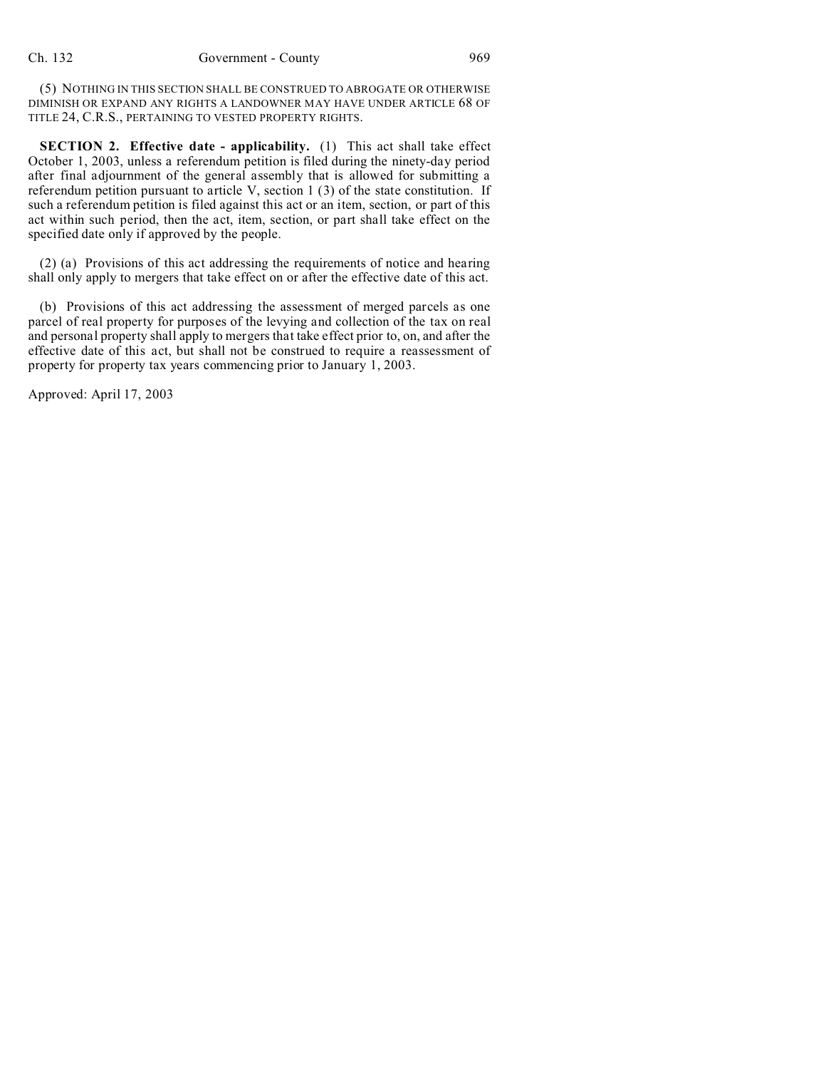(5) NOTHING IN THIS SECTION SHALL BE CONSTRUED TO ABROGATE OR OTHERWISE DIMINISH OR EXPAND ANY RIGHTS A LANDOWNER MAY HAVE UNDER ARTICLE 68 OF TITLE 24, C.R.S., PERTAINING TO VESTED PROPERTY RIGHTS.

**SECTION 2. Effective date - applicability.** (1) This act shall take effect October 1, 2003, unless a referendum petition is filed during the ninety-day period after final adjournment of the general assembly that is allowed for submitting a referendum petition pursuant to article V, section 1 (3) of the state constitution. If such a referendum petition is filed against this act or an item, section, or part of this act within such period, then the act, item, section, or part shall take effect on the specified date only if approved by the people.

(2) (a) Provisions of this act addressing the requirements of notice and hearing shall only apply to mergers that take effect on or after the effective date of this act.

(b) Provisions of this act addressing the assessment of merged parcels as one parcel of real property for purposes of the levying and collection of the tax on real and personal property shall apply to mergers that take effect prior to, on, and after the effective date of this act, but shall not be construed to require a reassessment of property for property tax years commencing prior to January 1, 2003.

Approved: April 17, 2003